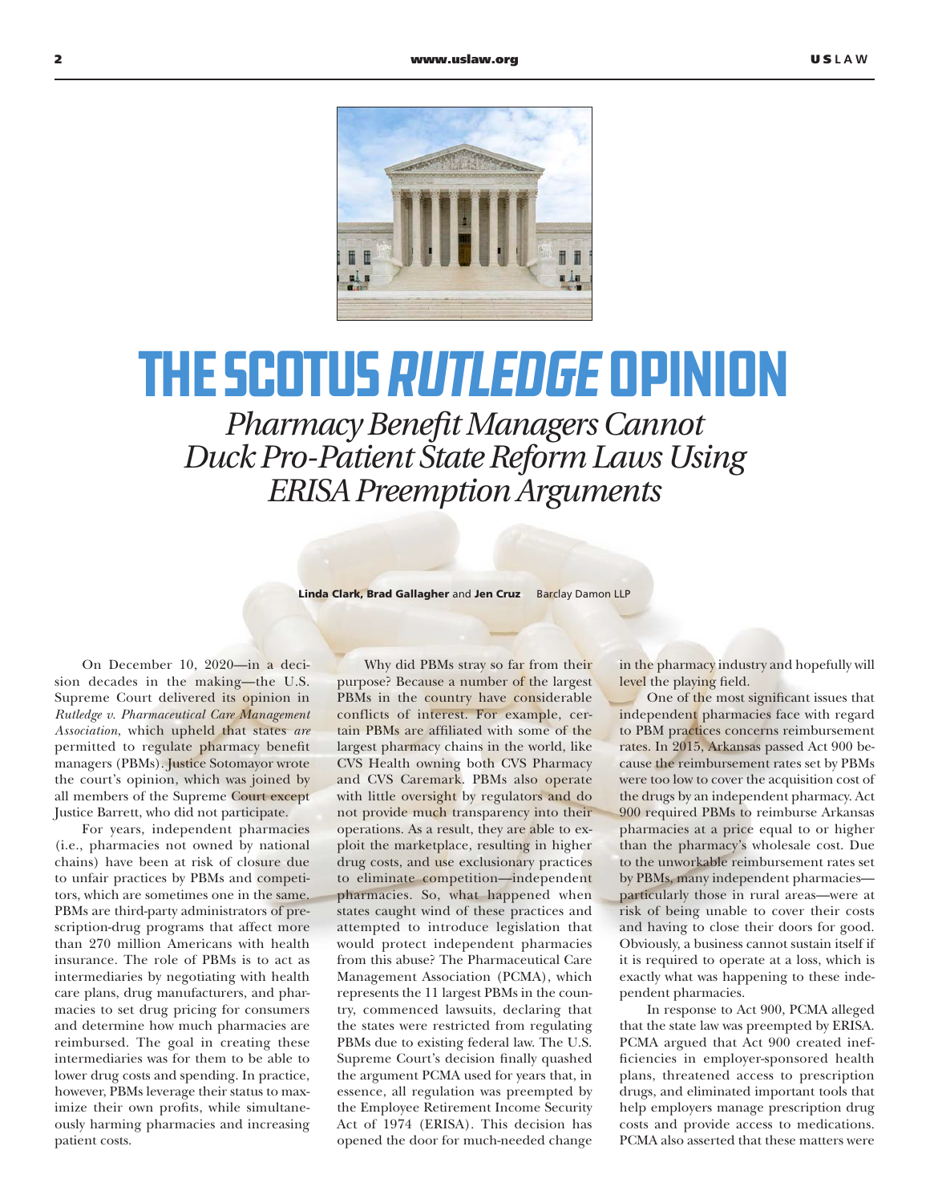# THE SCOTUS *RUTLEDGE* OPINION

## *Pharmacy Benefit Managers Cannot Duck Pro-Patient State Reform Laws Using ERISA Preemption Arguments*

**Linda Clark, Brad Gallagher** and **Jen Cruz** Barclay Damon LLP

On December 10, 2020—in a decision decades in the making—the U.S. Supreme Court delivered its opinion in *Rutledge v. Pharmaceutical Care Management Association*, which upheld that states *are* permitted to regulate pharmacy benefit managers (PBMs). Justice Sotomayor wrote the court's opinion, which was joined by all members of the Supreme Court except Justice Barrett, who did not participate.

For years, independent pharmacies (i.e., pharmacies not owned by national chains) have been at risk of closure due to unfair practices by PBMs and competitors, which are sometimes one in the same. PBMs are third-party administrators of prescription-drug programs that affect more than 270 million Americans with health insurance. The role of PBMs is to act as intermediaries by negotiating with health care plans, drug manufacturers, and pharmacies to set drug pricing for consumers and determine how much pharmacies are reimbursed. The goal in creating these intermediaries was for them to be able to lower drug costs and spending. In practice, however, PBMs leverage their status to maximize their own profits, while simultaneously harming pharmacies and increasing patient costs.

Why did PBMs stray so far from their purpose? Because a number of the largest PBMs in the country have considerable conflicts of interest. For example, certain PBMs are affiliated with some of the largest pharmacy chains in the world, like CVS Health owning both CVS Pharmacy and CVS Caremark. PBMs also operate with little oversight by regulators and do not provide much transparency into their operations. As a result, they are able to exploit the marketplace, resulting in higher drug costs, and use exclusionary practices to eliminate competition—independent pharmacies. So, what happened when states caught wind of these practices and attempted to introduce legislation that would protect independent pharmacies from this abuse? The Pharmaceutical Care Management Association (PCMA), which represents the 11 largest PBMs in the country, commenced lawsuits, declaring that the states were restricted from regulating PBMs due to existing federal law. The U.S. Supreme Court's decision finally quashed the argument PCMA used for years that, in essence, all regulation was preempted by the Employee Retirement Income Security Act of 1974 (ERISA). This decision has opened the door for much-needed change in the pharmacy industry and hopefully will level the playing field.

One of the most significant issues that independent pharmacies face with regard to PBM practices concerns reimbursement rates. In 2015, Arkansas passed Act 900 because the reimbursement rates set by PBMs were too low to cover the acquisition cost of the drugs by an independent pharmacy. Act 900 required PBMs to reimburse Arkansas pharmacies at a price equal to or higher than the pharmacy's wholesale cost. Due to the unworkable reimbursement rates set by PBMs, many independent pharmacies—particularly those in rural areas—were at risk of being unable to cover their costs and having to close their doors for good. Obviously, a business cannot sustain itself if it is required to operate at a loss, which is exactly what was happening to these independent pharmacies.

In response to Act 900, PCMA alleged that the state law was preempted by ERISA. PCMA argued that Act 900 created inefficiencies in employer-sponsored health plans, threatened access to prescription drugs, and eliminated important tools that help employers manage prescription drug costs and provide access to medications. PCMA also asserted that these matters were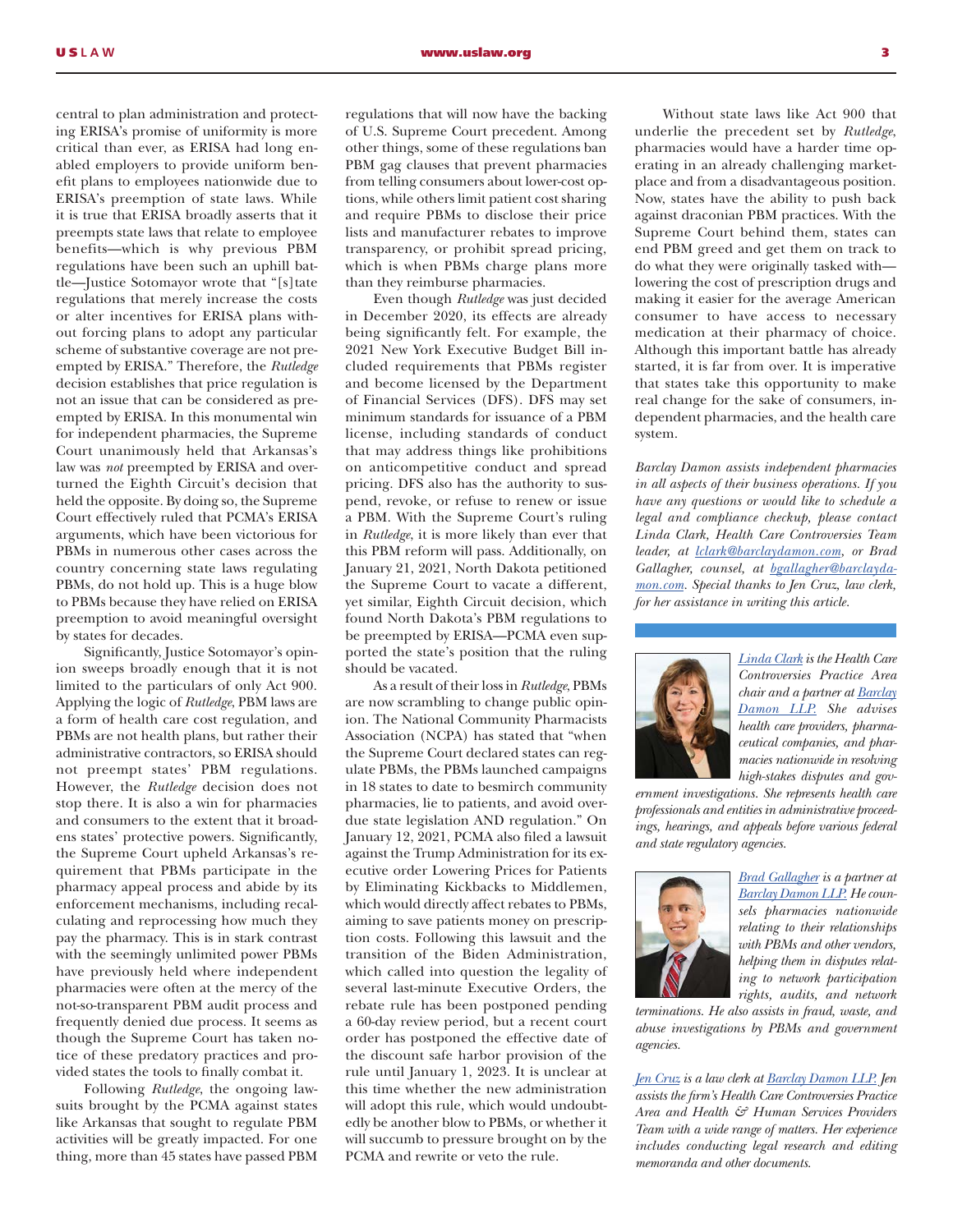central to plan administration and protecting ERISA's promise of uniformity is more critical than ever, as ERISA had long enabled employers to provide uniform benefit plans to employees nationwide due to ERISA's preemption of state laws. While it is true that ERISA broadly asserts that it preempts state laws that relate to employee benefits—which is why previous PBM regulations have been such an uphill battle—Justice Sotomayor wrote that "[s]tate regulations that merely increase the costs or alter incentives for ERISA plans without forcing plans to adopt any particular scheme of substantive coverage are not preempted by ERISA." Therefore, the *Rutledge* decision establishes that price regulation is not an issue that can be considered as preempted by ERISA. In this monumental win for independent pharmacies, the Supreme Court unanimously held that Arkansas's law was *not* preempted by ERISA and overturned the Eighth Circuit's decision that held the opposite. By doing so, the Supreme Court effectively ruled that PCMA's ERISA arguments, which have been victorious for PBMs in numerous other cases across the country concerning state laws regulating PBMs, do not hold up. This is a huge blow to PBMs because they have relied on ERISA preemption to avoid meaningful oversight by states for decades.

Significantly, Justice Sotomayor's opinion sweeps broadly enough that it is not limited to the particulars of only Act 900. Applying the logic of *Rutledge*, PBM laws are a form of health care cost regulation, and PBMs are not health plans, but rather their administrative contractors, so ERISA should not preempt states' PBM regulations. However, the *Rutledge* decision does not stop there. It is also a win for pharmacies and consumers to the extent that it broadens states' protective powers. Significantly, the Supreme Court upheld Arkansas's requirement that PBMs participate in the pharmacy appeal process and abide by its enforcement mechanisms, including recalculating and reprocessing how much they pay the pharmacy. This is in stark contrast with the seemingly unlimited power PBMs have previously held where independent pharmacies were often at the mercy of the not-so-transparent PBM audit process and frequently denied due process. It seems as though the Supreme Court has taken notice of these predatory practices and provided states the tools to finally combat it.

Following *Rutledge*, the ongoing lawsuits brought by the PCMA against states like Arkansas that sought to regulate PBM activities will be greatly impacted. For one thing, more than 45 states have passed PBM regulations that will now have the backing of U.S. Supreme Court precedent. Among other things, some of these regulations ban PBM gag clauses that prevent pharmacies from telling consumers about lower-cost options, while others limit patient cost sharing and require PBMs to disclose their price lists and manufacturer rebates to improve transparency, or prohibit spread pricing, which is when PBMs charge plans more than they reimburse pharmacies.

Even though *Rutledge* was just decided in December 2020, its effects are already being significantly felt. For example, the 2021 New York Executive Budget Bill included requirements that PBMs register and become licensed by the Department of Financial Services (DFS). DFS may set minimum standards for issuance of a PBM license, including standards of conduct that may address things like prohibitions on anticompetitive conduct and spread pricing. DFS also has the authority to suspend, revoke, or refuse to renew or issue a PBM. With the Supreme Court's ruling in *Rutledge*, it is more likely than ever that this PBM reform will pass. Additionally, on January 21, 2021, North Dakota petitioned the Supreme Court to vacate a different, yet similar, Eighth Circuit decision, which found North Dakota's PBM regulations to be preempted by ERISA—PCMA even supported the state's position that the ruling should be vacated.

As a result of their loss in *Rutledge*, PBMs are now scrambling to change public opinion. The National Community Pharmacists Association (NCPA) has stated that "when the Supreme Court declared states can regulate PBMs, the PBMs launched campaigns in 18 states to date to besmirch community pharmacies, lie to patients, and avoid overdue state legislation AND regulation." On January 12, 2021, PCMA also filed a lawsuit against the Trump Administration for its executive order Lowering Prices for Patients by Eliminating Kickbacks to Middlemen, which would directly affect rebates to PBMs, aiming to save patients money on prescription costs. Following this lawsuit and the transition of the Biden Administration, which called into question the legality of several last-minute Executive Orders, the rebate rule has been postponed pending a 60-day review period, but a recent court order has postponed the effective date of the discount safe harbor provision of the rule until January 1, 2023. It is unclear at this time whether the new administration will adopt this rule, which would undoubtedly be another blow to PBMs, or whether it will succumb to pressure brought on by the PCMA and rewrite or veto the rule.

Without state laws like Act 900 that underlie the precedent set by *Rutledge*, pharmacies would have a harder time operating in an already challenging marketplace and from a disadvantageous position. Now, states have the ability to push back against draconian PBM practices. With the Supreme Court behind them, states can end PBM greed and get them on track to do what they were originally tasked with—lowering the cost of prescription drugs and making it easier for the average American consumer to have access to necessary medication at their pharmacy of choice. Although this important battle has already started, it is far from over. It is imperative that states take this opportunity to make real change for the sake of consumers, independent pharmacies, and the health care system.

*Barclay Damon assists independent pharmacies in all aspects of their business operations. If you have any questions or would like to schedule a legal and compliance checkup, please contact Linda Clark, Health Care Controversies Team leader, at lclark@barclaydamon.com, or Brad Gallagher, counsel, at bgallagher@barclaydamon.com. Special thanks to Jen Cruz, law clerk, for her assistance in writing this article.*

*Linda Clark is the Health Care Controversies Practice Area chair and a partner at Barclay Damon LLP. She advises health care providers, pharmaceutical companies, and pharmacies nationwide in resolving high-stakes disputes and government investigations. She represents health care professionals and entities in administrative proceedings, hearings, and appeals before various federal and state regulatory agencies.*

*Brad Gallagher is a partner at Barclay Damon LLP. He counsels pharmacies nationwide relating to their relationships with PBMs and other vendors, helping them in disputes relating to network participation rights, audits, and network terminations. He also assists in fraud, waste, and abuse investigations by PBMs and government agencies.*

*Jen Cruz is a law clerk at Barclay Damon LLP. Jen assists the firm's Health Care Controversies Practice Area and Health & Human Services Providers Team with a wide range of matters. Her experience includes conducting legal research and editing memoranda and other documents.*